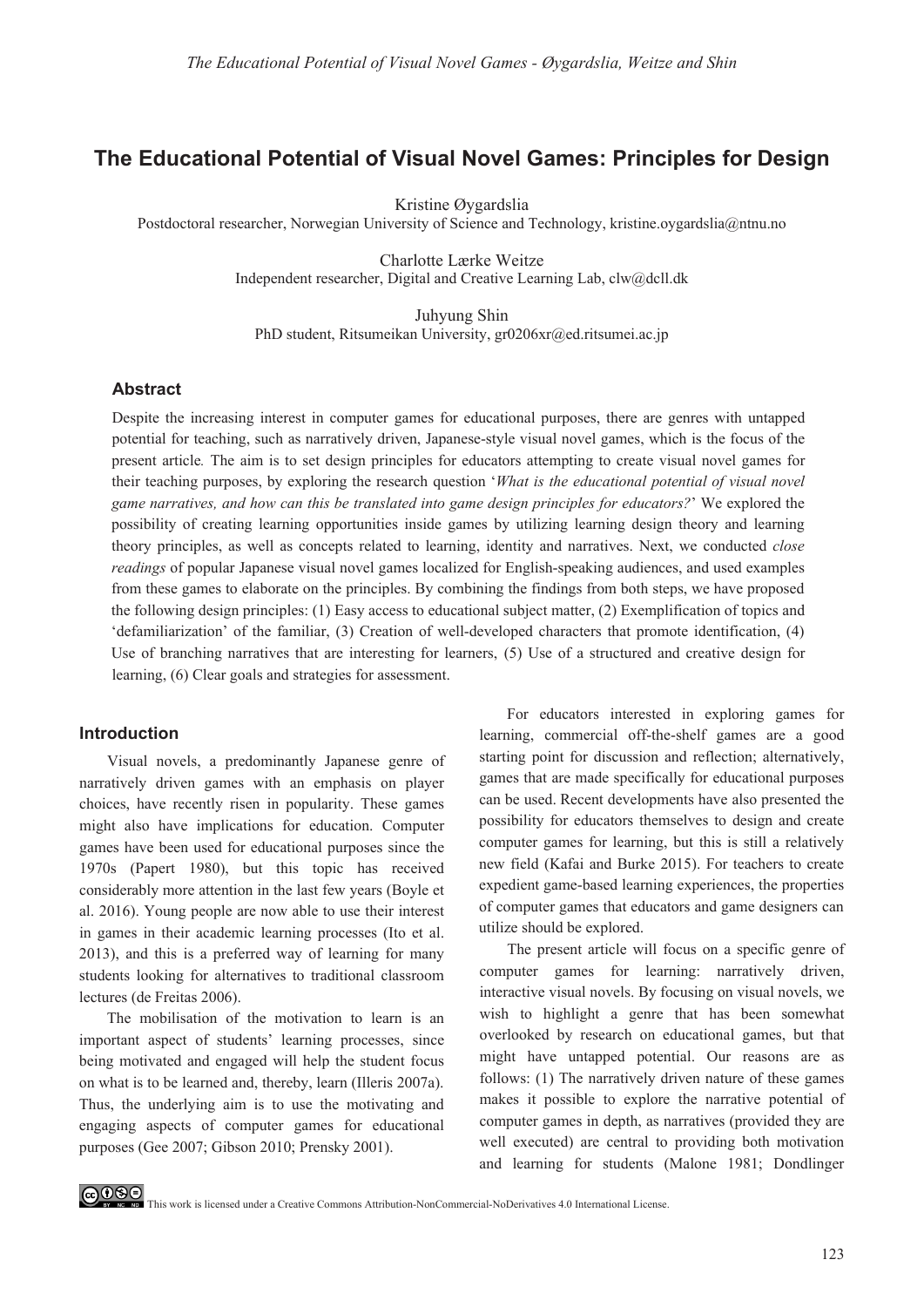# The Educational Potential of Visual Novel Games: Principles for Design

Kristine Øygardslia
Postdoctoral researcher, Norwegian University of Science and Technology, kristine.oygardslia@ntnu.no

Charlotte Lærke Weitze
Independent researcher, Digital and Creative Learning Lab, clw@dcll.dk

Juhyung Shin
PhD student, Ritsumeikan University, gr0206xr@ed.ritsumei.ac.jp

## Abstract

Despite the increasing interest in computer games for educational purposes, there are genres with untapped potential for teaching, such as narratively driven, Japanese-style visual novel games, which is the focus of the present article. The aim is to set design principles for educators attempting to create visual novel games for their teaching purposes, by exploring the research question '*What is the educational potential of visual novel game narratives, and how can this be translated into game design principles for educators?*' We explored the possibility of creating learning opportunities inside games by utilizing learning design theory and learning theory principles, as well as concepts related to learning, identity and narratives. Next, we conducted *close readings* of popular Japanese visual novel games localized for English-speaking audiences, and used examples from these games to elaborate on the principles. By combining the findings from both steps, we have proposed the following design principles: (1) Easy access to educational subject matter, (2) Exemplification of topics and 'defamiliarization' of the familiar, (3) Creation of well-developed characters that promote identification, (4) Use of branching narratives that are interesting for learners, (5) Use of a structured and creative design for learning, (6) Clear goals and strategies for assessment.

## Introduction

Visual novels, a predominantly Japanese genre of narratively driven games with an emphasis on player choices, have recently risen in popularity. These games might also have implications for education. Computer games have been used for educational purposes since the 1970s (Papert 1980), but this topic has received considerably more attention in the last few years (Boyle et al. 2016). Young people are now able to use their interest in games in their academic learning processes (Ito et al. 2013), and this is a preferred way of learning for many students looking for alternatives to traditional classroom lectures (de Freitas 2006).

The mobilisation of the motivation to learn is an important aspect of students' learning processes, since being motivated and engaged will help the student focus on what is to be learned and, thereby, learn (Illeris 2007a). Thus, the underlying aim is to use the motivating and engaging aspects of computer games for educational purposes (Gee 2007; Gibson 2010; Prensky 2001).

For educators interested in exploring games for learning, commercial off-the-shelf games are a good starting point for discussion and reflection; alternatively, games that are made specifically for educational purposes can be used. Recent developments have also presented the possibility for educators themselves to design and create computer games for learning, but this is still a relatively new field (Kafai and Burke 2015). For teachers to create expedient game-based learning experiences, the properties of computer games that educators and game designers can utilize should be explored.

The present article will focus on a specific genre of computer games for learning: narratively driven, interactive visual novels. By focusing on visual novels, we wish to highlight a genre that has been somewhat overlooked by research on educational games, but that might have untapped potential. Our reasons are as follows: (1) The narratively driven nature of these games makes it possible to explore the narrative potential of computer games in depth, as narratives (provided they are well executed) are central to providing both motivation and learning for students (Malone 1981; Dondlinger

This work is licensed under a Creative Commons Attribution-NonCommercial-NoDerivatives 4.0 International License.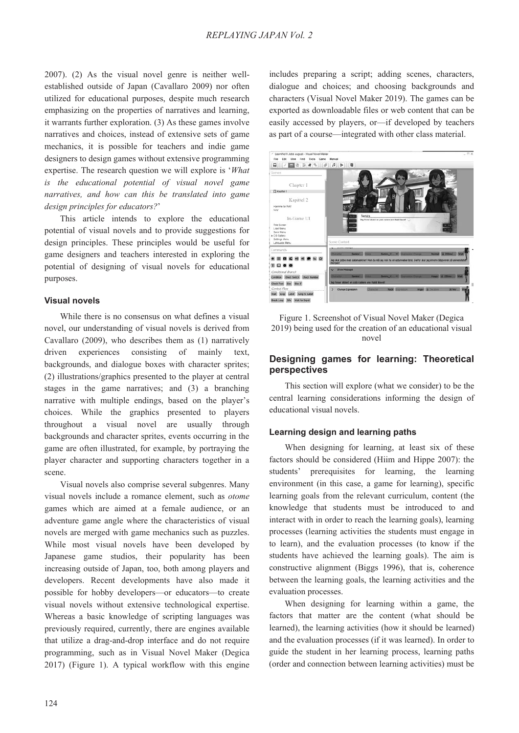2007). (2) As the visual novel genre is neither well-established outside of Japan (Cavallaro 2009) nor often utilized for educational purposes, despite much research emphasizing on the properties of narratives and learning, it warrants further exploration. (3) As these games involve narratives and choices, instead of extensive sets of game mechanics, it is possible for teachers and indie game designers to design games without extensive programming expertise. The research question we will explore is '*What is the educational potential of visual novel game narratives, and how can this be translated into game design principles for educators?*'

This article intends to explore the educational potential of visual novels and to provide suggestions for design principles. These principles would be useful for game designers and teachers interested in exploring the potential of designing of visual novels for educational purposes.

### Visual novels

While there is no consensus on what defines a visual novel, our understanding of visual novels is derived from Cavallaro (2009), who describes them as (1) narratively driven experiences consisting of mainly text, backgrounds, and dialogue boxes with character sprites; (2) illustrations/graphics presented to the player at central stages in the game narratives; and (3) a branching narrative with multiple endings, based on the player's choices. While the graphics presented to players throughout a visual novel are usually through backgrounds and character sprites, events occurring in the game are often illustrated, for example, by portraying the player character and supporting characters together in a scene.

Visual novels also comprise several subgenres. Many visual novels include a romance element, such as *otome* games which are aimed at a female audience, or an adventure game angle where the characteristics of visual novels are merged with game mechanics such as puzzles. While most visual novels have been developed by Japanese game studios, their popularity has been increasing outside of Japan, too, both among players and developers. Recent developments have also made it possible for hobby developers—or educators—to create visual novels without extensive technological expertise. Whereas a basic knowledge of scripting languages was previously required, currently, there are engines available that utilize a drag-and-drop interface and do not require programming, such as in Visual Novel Maker (Degica 2017) (Figure 1). A typical workflow with this engine includes preparing a script; adding scenes, characters, dialogue and choices; and choosing backgrounds and characters (Visual Novel Maker 2019). The games can be exported as downloadable files or web content that can be easily accessed by players, or—if developed by teachers as part of a course—integrated with other class material.

Figure 1. Screenshot of Visual Novel Maker (Degica 2019) being used for the creation of an educational visual novel

## Designing games for learning: Theoretical perspectives

This section will explore (what we consider) to be the central learning considerations informing the design of educational visual novels.

### Learning design and learning paths

When designing for learning, at least six of these factors should be considered (Hiim and Hippe 2007): the students' prerequisites for learning, the learning environment (in this case, a game for learning), specific learning goals from the relevant curriculum, content (the knowledge that students must be introduced to and interact with in order to reach the learning goals), learning processes (learning activities the students must engage in to learn), and the evaluation processes (to know if the students have achieved the learning goals). The aim is constructive alignment (Biggs 1996), that is, coherence between the learning goals, the learning activities and the evaluation processes.

When designing for learning within a game, the factors that matter are the content (what should be learned), the learning activities (how it should be learned) and the evaluation processes (if it was learned). In order to guide the student in her learning process, learning paths (order and connection between learning activities) must be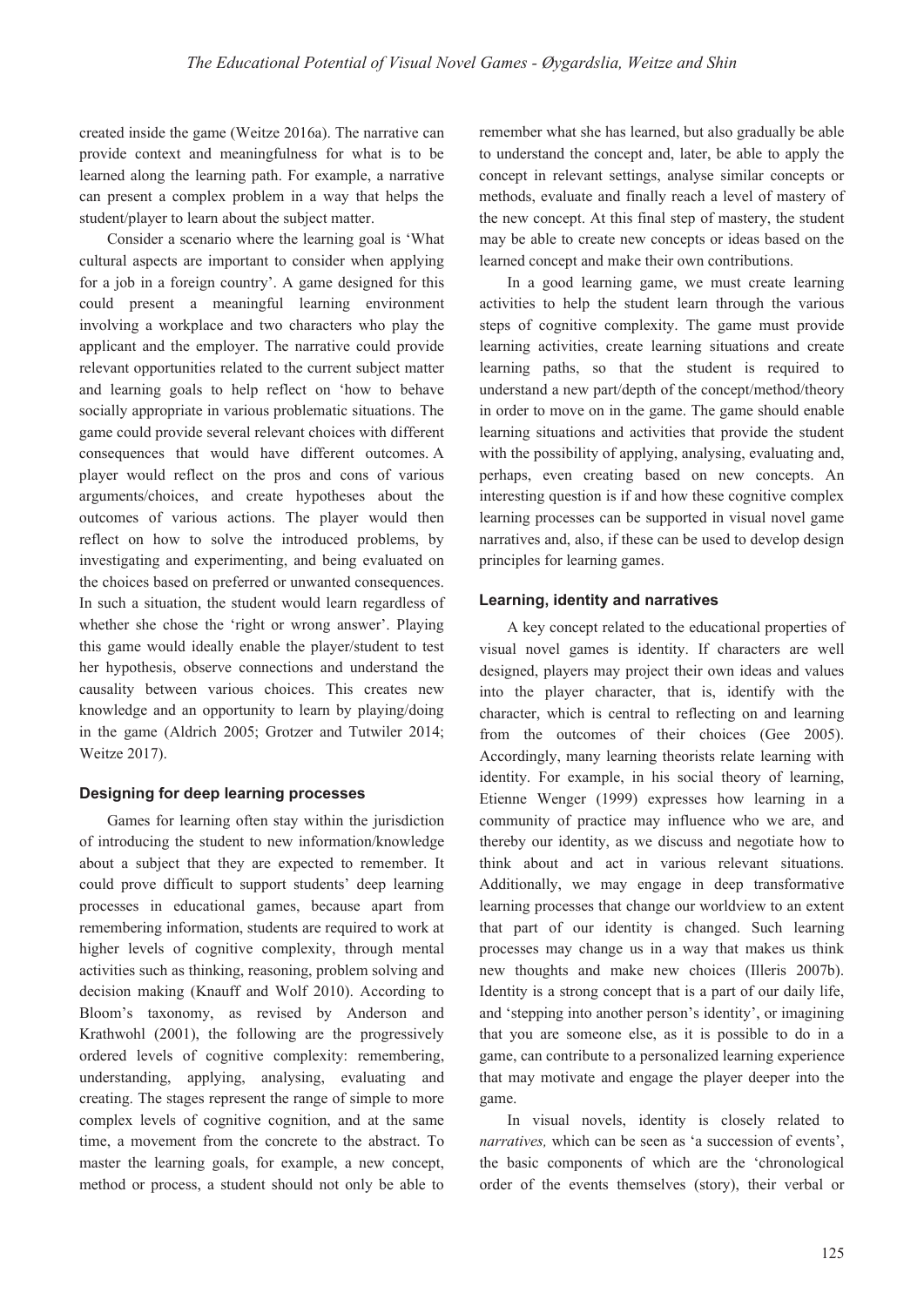created inside the game (Weitze 2016a). The narrative can provide context and meaningfulness for what is to be learned along the learning path. For example, a narrative can present a complex problem in a way that helps the student/player to learn about the subject matter.

Consider a scenario where the learning goal is 'What cultural aspects are important to consider when applying for a job in a foreign country'. A game designed for this could present a meaningful learning environment involving a workplace and two characters who play the applicant and the employer. The narrative could provide relevant opportunities related to the current subject matter and learning goals to help reflect on 'how to behave socially appropriate in various problematic situations. The game could provide several relevant choices with different consequences that would have different outcomes. A player would reflect on the pros and cons of various arguments/choices, and create hypotheses about the outcomes of various actions. The player would then reflect on how to solve the introduced problems, by investigating and experimenting, and being evaluated on the choices based on preferred or unwanted consequences. In such a situation, the student would learn regardless of whether she chose the 'right or wrong answer'. Playing this game would ideally enable the player/student to test her hypothesis, observe connections and understand the causality between various choices. This creates new knowledge and an opportunity to learn by playing/doing in the game (Aldrich 2005; Grotzer and Tutwiler 2014; Weitze 2017).

### Designing for deep learning processes

Games for learning often stay within the jurisdiction of introducing the student to new information/knowledge about a subject that they are expected to remember. It could prove difficult to support students' deep learning processes in educational games, because apart from remembering information, students are required to work at higher levels of cognitive complexity, through mental activities such as thinking, reasoning, problem solving and decision making (Knauff and Wolf 2010). According to Bloom's taxonomy, as revised by Anderson and Krathwohl (2001), the following are the progressively ordered levels of cognitive complexity: remembering, understanding, applying, analysing, evaluating and creating. The stages represent the range of simple to more complex levels of cognitive cognition, and at the same time, a movement from the concrete to the abstract. To master the learning goals, for example, a new concept, method or process, a student should not only be able to remember what she has learned, but also gradually be able to understand the concept and, later, be able to apply the concept in relevant settings, analyse similar concepts or methods, evaluate and finally reach a level of mastery of the new concept. At this final step of mastery, the student may be able to create new concepts or ideas based on the learned concept and make their own contributions.

In a good learning game, we must create learning activities to help the student learn through the various steps of cognitive complexity. The game must provide learning activities, create learning situations and create learning paths, so that the student is required to understand a new part/depth of the concept/method/theory in order to move on in the game. The game should enable learning situations and activities that provide the student with the possibility of applying, analysing, evaluating and, perhaps, even creating based on new concepts. An interesting question is if and how these cognitive complex learning processes can be supported in visual novel game narratives and, also, if these can be used to develop design principles for learning games.

### Learning, identity and narratives

A key concept related to the educational properties of visual novel games is identity. If characters are well designed, players may project their own ideas and values into the player character, that is, identify with the character, which is central to reflecting on and learning from the outcomes of their choices (Gee 2005). Accordingly, many learning theorists relate learning with identity. For example, in his social theory of learning, Etienne Wenger (1999) expresses how learning in a community of practice may influence who we are, and thereby our identity, as we discuss and negotiate how to think about and act in various relevant situations. Additionally, we may engage in deep transformative learning processes that change our worldview to an extent that part of our identity is changed. Such learning processes may change us in a way that makes us think new thoughts and make new choices (Illeris 2007b). Identity is a strong concept that is a part of our daily life, and 'stepping into another person's identity', or imagining that you are someone else, as it is possible to do in a game, can contribute to a personalized learning experience that may motivate and engage the player deeper into the game.

In visual novels, identity is closely related to *narratives,* which can be seen as 'a succession of events', the basic components of which are the 'chronological order of the events themselves (story), their verbal or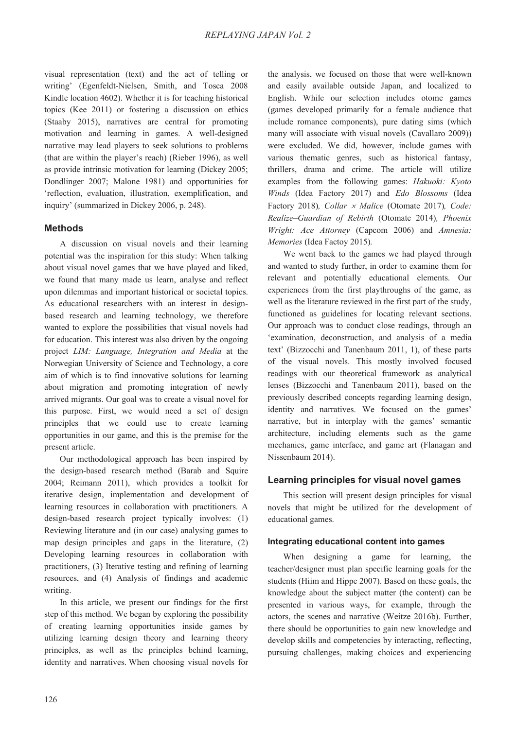visual representation (text) and the act of telling or writing' (Egenfeldt-Nielsen, Smith, and Tosca 2008 Kindle location 4602). Whether it is for teaching historical topics (Kee 2011) or fostering a discussion on ethics (Staaby 2015), narratives are central for promoting motivation and learning in games. A well-designed narrative may lead players to seek solutions to problems (that are within the player's reach) (Rieber 1996), as well as provide intrinsic motivation for learning (Dickey 2005; Dondlinger 2007; Malone 1981) and opportunities for 'reflection, evaluation, illustration, exemplification, and inquiry' (summarized in Dickey 2006, p. 248).

## Methods

A discussion on visual novels and their learning potential was the inspiration for this study: When talking about visual novel games that we have played and liked, we found that many made us learn, analyse and reflect upon dilemmas and important historical or societal topics. As educational researchers with an interest in design-based research and learning technology, we therefore wanted to explore the possibilities that visual novels had for education. This interest was also driven by the ongoing project *LIM: Language, Integration and Media* at the Norwegian University of Science and Technology, a core aim of which is to find innovative solutions for learning about migration and promoting integration of newly arrived migrants. Our goal was to create a visual novel for this purpose. First, we would need a set of design principles that we could use to create learning opportunities in our game, and this is the premise for the present article.

Our methodological approach has been inspired by the design-based research method (Barab and Squire 2004; Reimann 2011), which provides a toolkit for iterative design, implementation and development of learning resources in collaboration with practitioners. A design-based research project typically involves: (1) Reviewing literature and (in our case) analysing games to map design principles and gaps in the literature, (2) Developing learning resources in collaboration with practitioners, (3) Iterative testing and refining of learning resources, and (4) Analysis of findings and academic writing.

In this article, we present our findings for the first step of this method. We began by exploring the possibility of creating learning opportunities inside games by utilizing learning design theory and learning theory principles, as well as the principles behind learning, identity and narratives. When choosing visual novels for the analysis, we focused on those that were well-known and easily available outside Japan, and localized to English. While our selection includes otome games (games developed primarily for a female audience that include romance components), pure dating sims (which many will associate with visual novels (Cavallaro 2009)) were excluded. We did, however, include games with various thematic genres, such as historical fantasy, thrillers, drama and crime. The article will utilize examples from the following games: *Hakuoki: Kyoto Winds* (Idea Factory 2017) and *Edo Blossoms* (Idea Factory 2018)*, Collar × Malice* (Otomate 2017)*, Code: Realize–Guardian of Rebirth* (Otomate 2014)*, Phoenix Wright: Ace Attorney* (Capcom 2006) and *Amnesia: Memories* (Idea Factoy 2015).

We went back to the games we had played through and wanted to study further, in order to examine them for relevant and potentially educational elements. Our experiences from the first playthroughs of the game, as well as the literature reviewed in the first part of the study, functioned as guidelines for locating relevant sections. Our approach was to conduct close readings, through an 'examination, deconstruction, and analysis of a media text' (Bizzocchi and Tanenbaum 2011, 1), of these parts of the visual novels. This mostly involved focused readings with our theoretical framework as analytical lenses (Bizzocchi and Tanenbaum 2011), based on the previously described concepts regarding learning design, identity and narratives. We focused on the games' narrative, but in interplay with the games' semantic architecture, including elements such as the game mechanics, game interface, and game art (Flanagan and Nissenbaum 2014).

## Learning principles for visual novel games

This section will present design principles for visual novels that might be utilized for the development of educational games.

### Integrating educational content into games

When designing a game for learning, the teacher/designer must plan specific learning goals for the students (Hiim and Hippe 2007). Based on these goals, the knowledge about the subject matter (the content) can be presented in various ways, for example, through the actors, the scenes and narrative (Weitze 2016b). Further, there should be opportunities to gain new knowledge and develop skills and competencies by interacting, reflecting, pursuing challenges, making choices and experiencing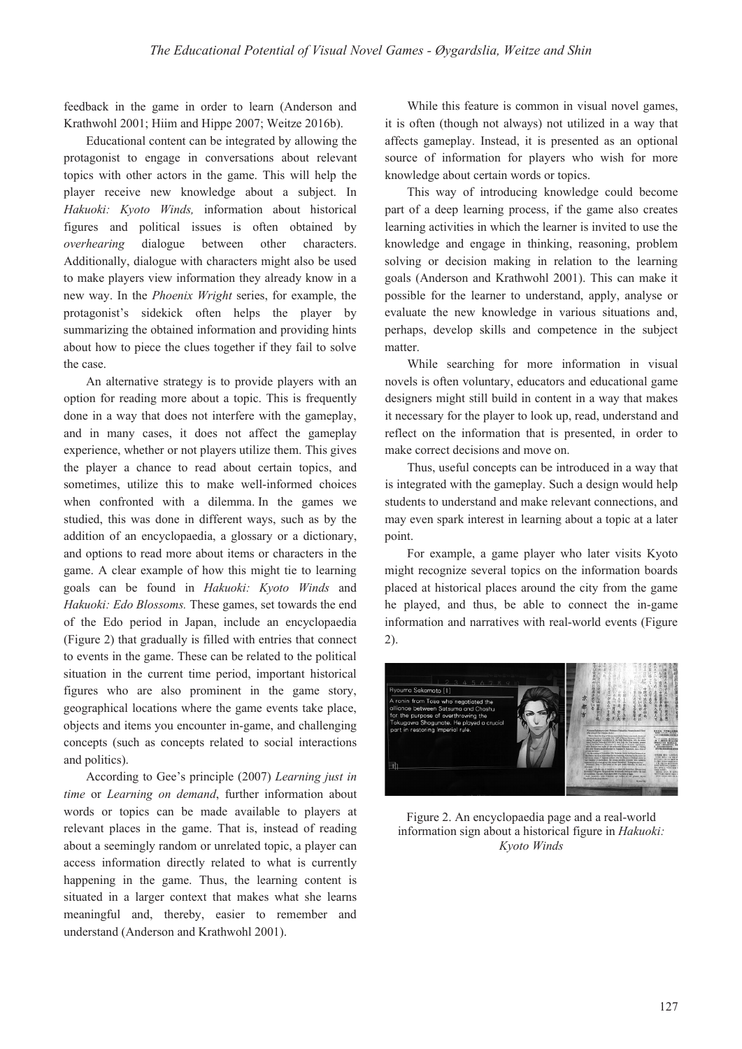feedback in the game in order to learn (Anderson and Krathwohl 2001; Hiim and Hippe 2007; Weitze 2016b).

Educational content can be integrated by allowing the protagonist to engage in conversations about relevant topics with other actors in the game. This will help the player receive new knowledge about a subject. In *Hakuoki: Kyoto Winds,* information about historical figures and political issues is often obtained by *overhearing* dialogue between other characters. Additionally, dialogue with characters might also be used to make players view information they already know in a new way. In the *Phoenix Wright* series, for example, the protagonist's sidekick often helps the player by summarizing the obtained information and providing hints about how to piece the clues together if they fail to solve the case.

An alternative strategy is to provide players with an option for reading more about a topic. This is frequently done in a way that does not interfere with the gameplay, and in many cases, it does not affect the gameplay experience, whether or not players utilize them. This gives the player a chance to read about certain topics, and sometimes, utilize this to make well-informed choices when confronted with a dilemma. In the games we studied, this was done in different ways, such as by the addition of an encyclopaedia, a glossary or a dictionary, and options to read more about items or characters in the game. A clear example of how this might tie to learning goals can be found in *Hakuoki: Kyoto Winds* and *Hakuoki: Edo Blossoms.* These games, set towards the end of the Edo period in Japan, include an encyclopaedia (Figure 2) that gradually is filled with entries that connect to events in the game. These can be related to the political situation in the current time period, important historical figures who are also prominent in the game story, geographical locations where the game events take place, objects and items you encounter in-game, and challenging concepts (such as concepts related to social interactions and politics).

According to Gee's principle (2007) *Learning just in time* or *Learning on demand*, further information about words or topics can be made available to players at relevant places in the game. That is, instead of reading about a seemingly random or unrelated topic, a player can access information directly related to what is currently happening in the game. Thus, the learning content is situated in a larger context that makes what she learns meaningful and, thereby, easier to remember and understand (Anderson and Krathwohl 2001).

While this feature is common in visual novel games, it is often (though not always) not utilized in a way that affects gameplay. Instead, it is presented as an optional source of information for players who wish for more knowledge about certain words or topics.

This way of introducing knowledge could become part of a deep learning process, if the game also creates learning activities in which the learner is invited to use the knowledge and engage in thinking, reasoning, problem solving or decision making in relation to the learning goals (Anderson and Krathwohl 2001). This can make it possible for the learner to understand, apply, analyse or evaluate the new knowledge in various situations and, perhaps, develop skills and competence in the subject matter.

While searching for more information in visual novels is often voluntary, educators and educational game designers might still build in content in a way that makes it necessary for the player to look up, read, understand and reflect on the information that is presented, in order to make correct decisions and move on.

Thus, useful concepts can be introduced in a way that is integrated with the gameplay. Such a design would help students to understand and make relevant connections, and may even spark interest in learning about a topic at a later point.

For example, a game player who later visits Kyoto might recognize several topics on the information boards placed at historical places around the city from the game he played, and thus, be able to connect the in-game information and narratives with real-world events (Figure 2).

Figure 2. An encyclopaedia page and a real-world information sign about a historical figure in *Hakuoki: Kyoto Winds*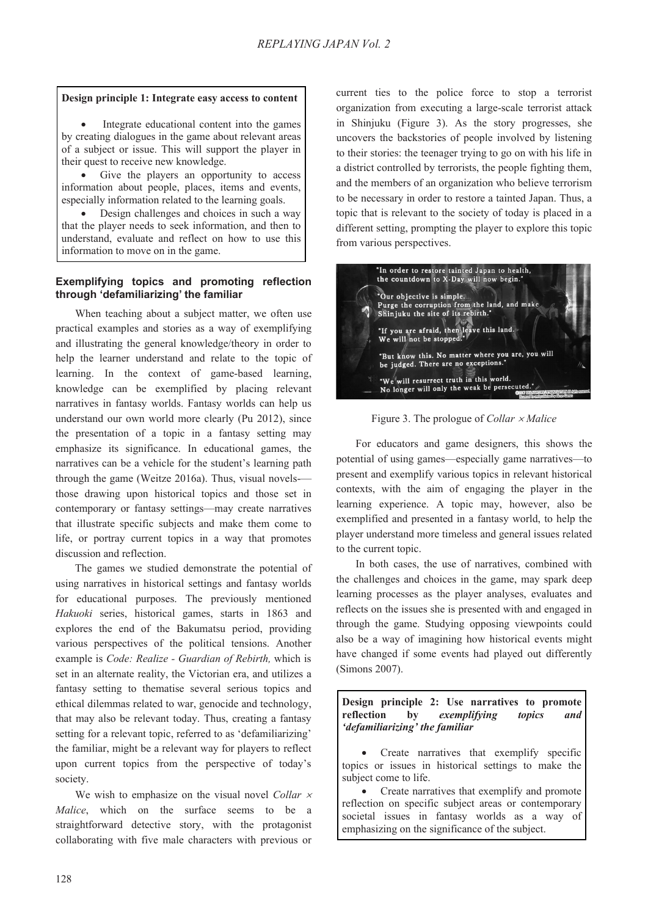**Design principle 1: Integrate easy access to content**

- Integrate educational content into the games by creating dialogues in the game about relevant areas of a subject or issue. This will support the player in their quest to receive new knowledge.
- Give the players an opportunity to access information about people, places, items and events, especially information related to the learning goals.
- Design challenges and choices in such a way that the player needs to seek information, and then to understand, evaluate and reflect on how to use this information to move on in the game.

### Exemplifying topics and promoting reflection through 'defamiliarizing' the familiar

When teaching about a subject matter, we often use practical examples and stories as a way of exemplifying and illustrating the general knowledge/theory in order to help the learner understand and relate to the topic of learning. In the context of game-based learning, knowledge can be exemplified by placing relevant narratives in fantasy worlds. Fantasy worlds can help us understand our own world more clearly (Pu 2012), since the presentation of a topic in a fantasy setting may emphasize its significance. In educational games, the narratives can be a vehicle for the student's learning path through the game (Weitze 2016a). Thus, visual novels-—those drawing upon historical topics and those set in contemporary or fantasy settings—may create narratives that illustrate specific subjects and make them come to life, or portray current topics in a way that promotes discussion and reflection.

The games we studied demonstrate the potential of using narratives in historical settings and fantasy worlds for educational purposes. The previously mentioned *Hakuoki* series, historical games, starts in 1863 and explores the end of the Bakumatsu period, providing various perspectives of the political tensions. Another example is *Code: Realize - Guardian of Rebirth,* which is set in an alternate reality, the Victorian era, and utilizes a fantasy setting to thematise several serious topics and ethical dilemmas related to war, genocide and technology, that may also be relevant today. Thus, creating a fantasy setting for a relevant topic, referred to as 'defamiliarizing' the familiar, might be a relevant way for players to reflect upon current topics from the perspective of today's society.

We wish to emphasize on the visual novel *Collar × Malice*, which on the surface seems to be a straightforward detective story, with the protagonist collaborating with five male characters with previous or current ties to the police force to stop a terrorist organization from executing a large-scale terrorist attack in Shinjuku (Figure 3). As the story progresses, she uncovers the backstories of people involved by listening to their stories: the teenager trying to go on with his life in a district controlled by terrorists, the people fighting them, and the members of an organization who believe terrorism to be necessary in order to restore a tainted Japan. Thus, a topic that is relevant to the society of today is placed in a different setting, prompting the player to explore this topic from various perspectives.

Figure 3. The prologue of *Collar × Malice*

For educators and game designers, this shows the potential of using games—especially game narratives—to present and exemplify various topics in relevant historical contexts, with the aim of engaging the player in the learning experience. A topic may, however, also be exemplified and presented in a fantasy world, to help the player understand more timeless and general issues related to the current topic.

In both cases, the use of narratives, combined with the challenges and choices in the game, may spark deep learning processes as the player analyses, evaluates and reflects on the issues she is presented with and engaged in through the game. Studying opposing viewpoints could also be a way of imagining how historical events might have changed if some events had played out differently (Simons 2007).

**Design principle 2: Use narratives to promote reflection by *exemplifying topics and 'defamiliarizing' the familiar***

- Create narratives that exemplify specific topics or issues in historical settings to make the subject come to life.
- Create narratives that exemplify and promote reflection on specific subject areas or contemporary societal issues in fantasy worlds as a way of emphasizing on the significance of the subject.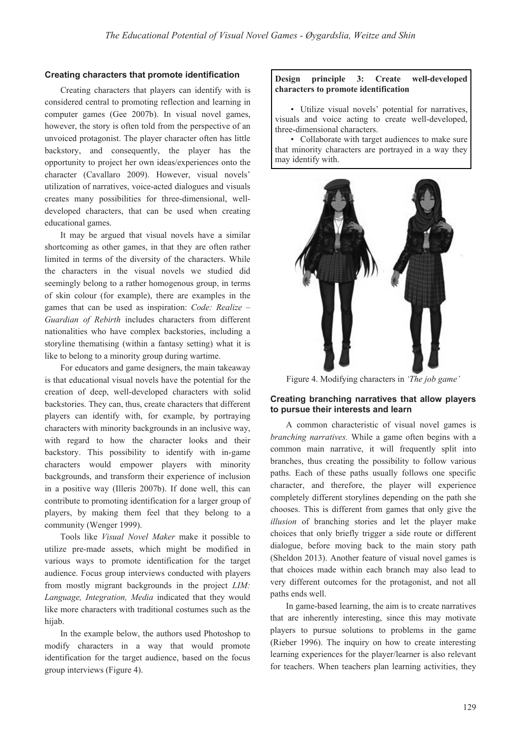### Creating characters that promote identification

Creating characters that players can identify with is considered central to promoting reflection and learning in computer games (Gee 2007b). In visual novel games, however, the story is often told from the perspective of an unvoiced protagonist. The player character often has little backstory, and consequently, the player has the opportunity to project her own ideas/experiences onto the character (Cavallaro 2009). However, visual novels' utilization of narratives, voice-acted dialogues and visuals creates many possibilities for three-dimensional, well-developed characters, that can be used when creating educational games.

It may be argued that visual novels have a similar shortcoming as other games, in that they are often rather limited in terms of the diversity of the characters. While the characters in the visual novels we studied did seemingly belong to a rather homogenous group, in terms of skin colour (for example), there are examples in the games that can be used as inspiration: *Code: Realize – Guardian of Rebirth* includes characters from different nationalities who have complex backstories, including a storyline thematising (within a fantasy setting) what it is like to belong to a minority group during wartime.

For educators and game designers, the main takeaway is that educational visual novels have the potential for the creation of deep, well-developed characters with solid backstories. They can, thus, create characters that different players can identify with, for example, by portraying characters with minority backgrounds in an inclusive way, with regard to how the character looks and their backstory. This possibility to identify with in-game characters would empower players with minority backgrounds, and transform their experience of inclusion in a positive way (Illeris 2007b). If done well, this can contribute to promoting identification for a larger group of players, by making them feel that they belong to a community (Wenger 1999).

Tools like *Visual Novel Maker* make it possible to utilize pre-made assets, which might be modified in various ways to promote identification for the target audience. Focus group interviews conducted with players from mostly migrant backgrounds in the project *LIM: Language, Integration, Media* indicated that they would like more characters with traditional costumes such as the hijab.

In the example below, the authors used Photoshop to modify characters in a way that would promote identification for the target audience, based on the focus group interviews (Figure 4).

> **Design principle 3: Create well-developed characters to promote identification**
>
> • Utilize visual novels' potential for narratives, visuals and voice acting to create well-developed, three-dimensional characters.
>
> • Collaborate with target audiences to make sure that minority characters are portrayed in a way they may identify with.

Figure 4. Modifying characters in *'The job game'*

### Creating branching narratives that allow players to pursue their interests and learn

A common characteristic of visual novel games is *branching narratives.* While a game often begins with a common main narrative, it will frequently split into branches, thus creating the possibility to follow various paths. Each of these paths usually follows one specific character, and therefore, the player will experience completely different storylines depending on the path she chooses. This is different from games that only give the *illusion* of branching stories and let the player make choices that only briefly trigger a side route or different dialogue, before moving back to the main story path (Sheldon 2013). Another feature of visual novel games is that choices made within each branch may also lead to very different outcomes for the protagonist, and not all paths ends well.

In game-based learning, the aim is to create narratives that are inherently interesting, since this may motivate players to pursue solutions to problems in the game (Rieber 1996). The inquiry on how to create interesting learning experiences for the player/learner is also relevant for teachers. When teachers plan learning activities, they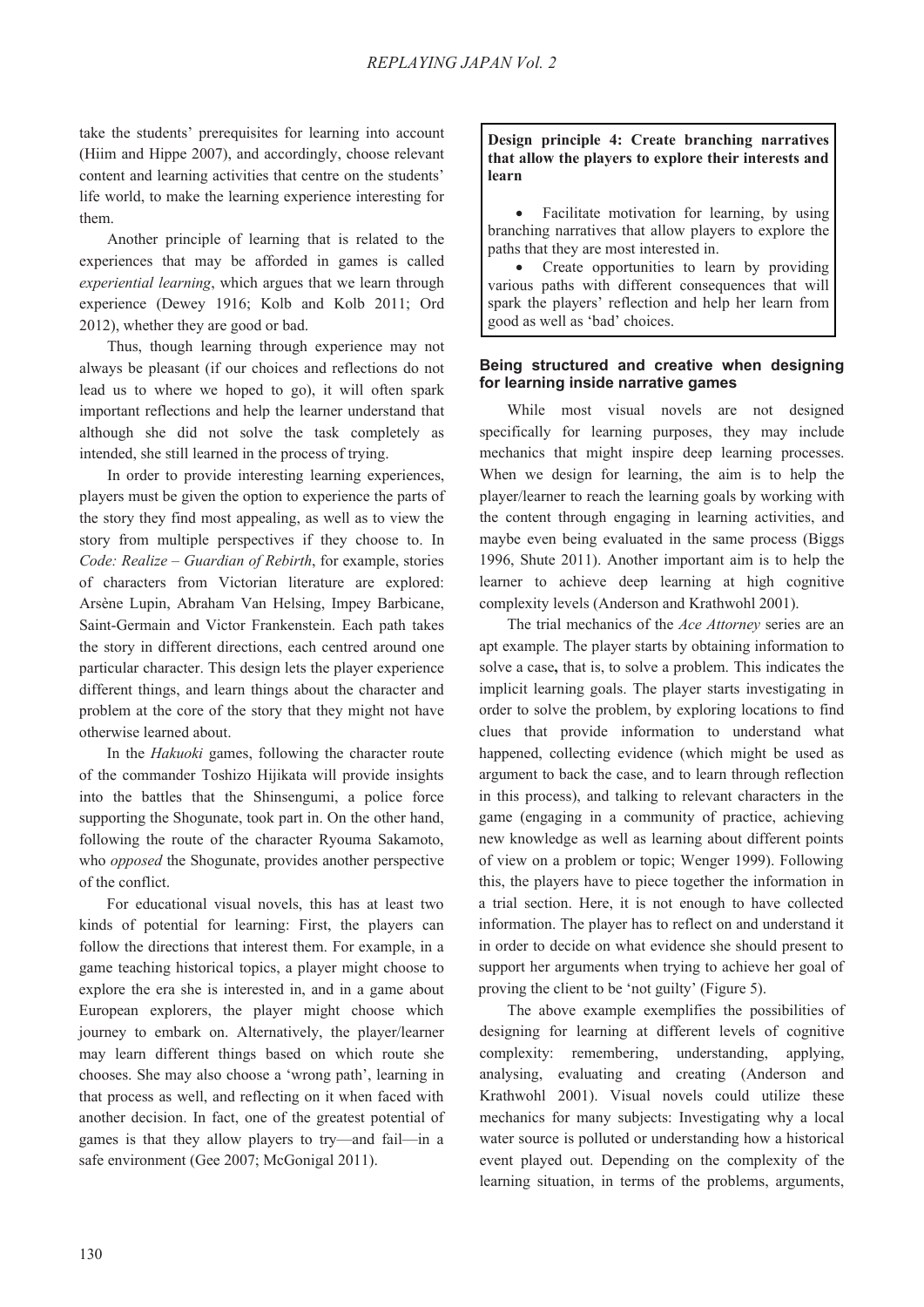take the students' prerequisites for learning into account (Hiim and Hippe 2007), and accordingly, choose relevant content and learning activities that centre on the students' life world, to make the learning experience interesting for them.

Another principle of learning that is related to the experiences that may be afforded in games is called *experiential learning*, which argues that we learn through experience (Dewey 1916; Kolb and Kolb 2011; Ord 2012), whether they are good or bad.

Thus, though learning through experience may not always be pleasant (if our choices and reflections do not lead us to where we hoped to go), it will often spark important reflections and help the learner understand that although she did not solve the task completely as intended, she still learned in the process of trying.

In order to provide interesting learning experiences, players must be given the option to experience the parts of the story they find most appealing, as well as to view the story from multiple perspectives if they choose to. In *Code: Realize – Guardian of Rebirth*, for example, stories of characters from Victorian literature are explored: Arsène Lupin, Abraham Van Helsing, Impey Barbicane, Saint-Germain and Victor Frankenstein. Each path takes the story in different directions, each centred around one particular character. This design lets the player experience different things, and learn things about the character and problem at the core of the story that they might not have otherwise learned about.

In the *Hakuoki* games, following the character route of the commander Toshizo Hijikata will provide insights into the battles that the Shinsengumi, a police force supporting the Shogunate, took part in. On the other hand, following the route of the character Ryouma Sakamoto, who *opposed* the Shogunate, provides another perspective of the conflict.

For educational visual novels, this has at least two kinds of potential for learning: First, the players can follow the directions that interest them. For example, in a game teaching historical topics, a player might choose to explore the era she is interested in, and in a game about European explorers, the player might choose which journey to embark on. Alternatively, the player/learner may learn different things based on which route she chooses. She may also choose a 'wrong path', learning in that process as well, and reflecting on it when faced with another decision. In fact, one of the greatest potential of games is that they allow players to try—and fail—in a safe environment (Gee 2007; McGonigal 2011).

**Design principle 4: Create branching narratives that allow the players to explore their interests and learn**

- Facilitate motivation for learning, by using branching narratives that allow players to explore the paths that they are most interested in.
- Create opportunities to learn by providing various paths with different consequences that will spark the players' reflection and help her learn from good as well as 'bad' choices.

### Being structured and creative when designing for learning inside narrative games

While most visual novels are not designed specifically for learning purposes, they may include mechanics that might inspire deep learning processes. When we design for learning, the aim is to help the player/learner to reach the learning goals by working with the content through engaging in learning activities, and maybe even being evaluated in the same process (Biggs 1996, Shute 2011). Another important aim is to help the learner to achieve deep learning at high cognitive complexity levels (Anderson and Krathwohl 2001).

The trial mechanics of the *Ace Attorney* series are an apt example. The player starts by obtaining information to solve a case**,** that is, to solve a problem. This indicates the implicit learning goals. The player starts investigating in order to solve the problem, by exploring locations to find clues that provide information to understand what happened, collecting evidence (which might be used as argument to back the case, and to learn through reflection in this process), and talking to relevant characters in the game (engaging in a community of practice, achieving new knowledge as well as learning about different points of view on a problem or topic; Wenger 1999). Following this, the players have to piece together the information in a trial section. Here, it is not enough to have collected information. The player has to reflect on and understand it in order to decide on what evidence she should present to support her arguments when trying to achieve her goal of proving the client to be 'not guilty' (Figure 5).

The above example exemplifies the possibilities of designing for learning at different levels of cognitive complexity: remembering, understanding, applying, analysing, evaluating and creating (Anderson and Krathwohl 2001). Visual novels could utilize these mechanics for many subjects: Investigating why a local water source is polluted or understanding how a historical event played out. Depending on the complexity of the learning situation, in terms of the problems, arguments,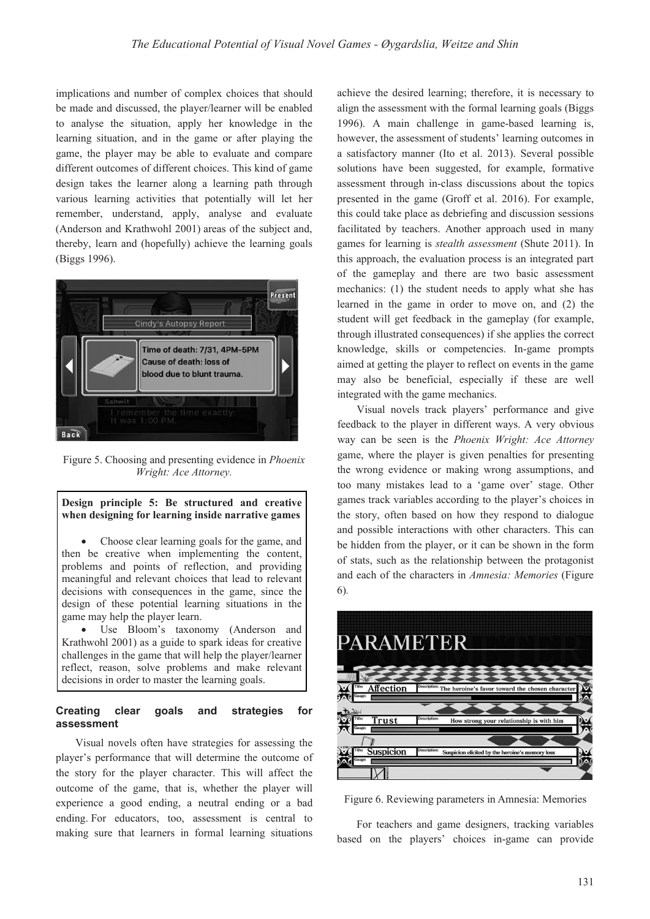implications and number of complex choices that should be made and discussed, the player/learner will be enabled to analyse the situation, apply her knowledge in the learning situation, and in the game or after playing the game, the player may be able to evaluate and compare different outcomes of different choices. This kind of game design takes the learner along a learning path through various learning activities that potentially will let her remember, understand, apply, analyse and evaluate (Anderson and Krathwohl 2001) areas of the subject and, thereby, learn and (hopefully) achieve the learning goals (Biggs 1996).

Figure 5. Choosing and presenting evidence in *Phoenix Wright: Ace Attorney.*

**Design principle 5: Be structured and creative when designing for learning inside narrative games**

- Choose clear learning goals for the game, and then be creative when implementing the content, problems and points of reflection, and providing meaningful and relevant choices that lead to relevant decisions with consequences in the game, since the design of these potential learning situations in the game may help the player learn.
- Use Bloom's taxonomy (Anderson and Krathwohl 2001) as a guide to spark ideas for creative challenges in the game that will help the player/learner reflect, reason, solve problems and make relevant decisions in order to master the learning goals.

### Creating clear goals and strategies for assessment

Visual novels often have strategies for assessing the player's performance that will determine the outcome of the story for the player character. This will affect the outcome of the game, that is, whether the player will experience a good ending, a neutral ending or a bad ending. For educators, too, assessment is central to making sure that learners in formal learning situations achieve the desired learning; therefore, it is necessary to align the assessment with the formal learning goals (Biggs 1996). A main challenge in game-based learning is, however, the assessment of students' learning outcomes in a satisfactory manner (Ito et al. 2013). Several possible solutions have been suggested, for example, formative assessment through in-class discussions about the topics presented in the game (Groff et al. 2016). For example, this could take place as debriefing and discussion sessions facilitated by teachers. Another approach used in many games for learning is *stealth assessment* (Shute 2011). In this approach, the evaluation process is an integrated part of the gameplay and there are two basic assessment mechanics: (1) the student needs to apply what she has learned in the game in order to move on, and (2) the student will get feedback in the gameplay (for example, through illustrated consequences) if she applies the correct knowledge, skills or competencies. In-game prompts aimed at getting the player to reflect on events in the game may also be beneficial, especially if these are well integrated with the game mechanics.

Visual novels track players' performance and give feedback to the player in different ways. A very obvious way can be seen is the *Phoenix Wright: Ace Attorney* game, where the player is given penalties for presenting the wrong evidence or making wrong assumptions, and too many mistakes lead to a 'game over' stage. Other games track variables according to the player's choices in the story, often based on how they respond to dialogue and possible interactions with other characters. This can be hidden from the player, or it can be shown in the form of stats, such as the relationship between the protagonist and each of the characters in *Amnesia: Memories* (Figure 6).

Figure 6. Reviewing parameters in Amnesia: Memories

For teachers and game designers, tracking variables based on the players' choices in-game can provide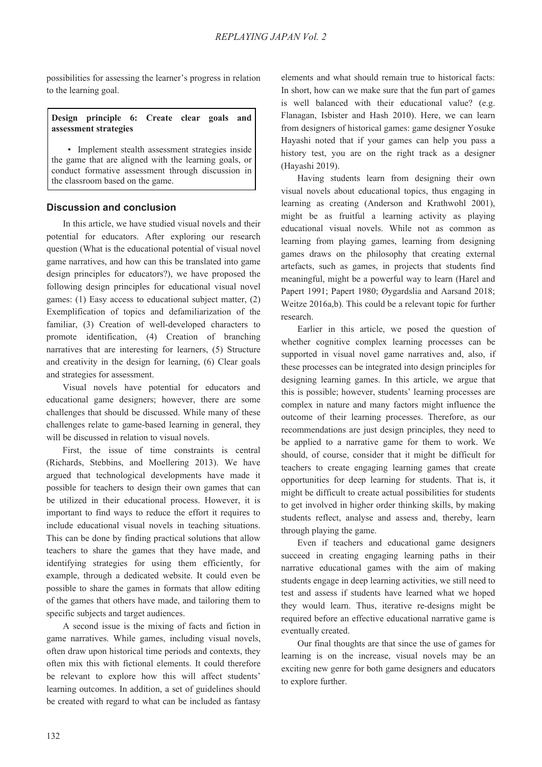possibilities for assessing the learner's progress in relation to the learning goal.

> **Design principle 6: Create clear goals and assessment strategies**
>
> - Implement stealth assessment strategies inside the game that are aligned with the learning goals, or conduct formative assessment through discussion in the classroom based on the game.

## Discussion and conclusion

In this article, we have studied visual novels and their potential for educators. After exploring our research question (What is the educational potential of visual novel game narratives, and how can this be translated into game design principles for educators?), we have proposed the following design principles for educational visual novel games: (1) Easy access to educational subject matter, (2) Exemplification of topics and defamiliarization of the familiar, (3) Creation of well-developed characters to promote identification, (4) Creation of branching narratives that are interesting for learners, (5) Structure and creativity in the design for learning, (6) Clear goals and strategies for assessment.

Visual novels have potential for educators and educational game designers; however, there are some challenges that should be discussed. While many of these challenges relate to game-based learning in general, they will be discussed in relation to visual novels.

First, the issue of time constraints is central (Richards, Stebbins, and Moellering 2013). We have argued that technological developments have made it possible for teachers to design their own games that can be utilized in their educational process. However, it is important to find ways to reduce the effort it requires to include educational visual novels in teaching situations. This can be done by finding practical solutions that allow teachers to share the games that they have made, and identifying strategies for using them efficiently, for example, through a dedicated website. It could even be possible to share the games in formats that allow editing of the games that others have made, and tailoring them to specific subjects and target audiences.

A second issue is the mixing of facts and fiction in game narratives. While games, including visual novels, often draw upon historical time periods and contexts, they often mix this with fictional elements. It could therefore be relevant to explore how this will affect students' learning outcomes. In addition, a set of guidelines should be created with regard to what can be included as fantasy elements and what should remain true to historical facts: In short, how can we make sure that the fun part of games is well balanced with their educational value? (e.g. Flanagan, Isbister and Hash 2010). Here, we can learn from designers of historical games: game designer Yosuke Hayashi noted that if your games can help you pass a history test, you are on the right track as a designer (Hayashi 2019).

Having students learn from designing their own visual novels about educational topics, thus engaging in learning as creating (Anderson and Krathwohl 2001), might be as fruitful a learning activity as playing educational visual novels. While not as common as learning from playing games, learning from designing games draws on the philosophy that creating external artefacts, such as games, in projects that students find meaningful, might be a powerful way to learn (Harel and Papert 1991; Papert 1980; Øygardslia and Aarsand 2018; Weitze 2016a,b). This could be a relevant topic for further research.

Earlier in this article, we posed the question of whether cognitive complex learning processes can be supported in visual novel game narratives and, also, if these processes can be integrated into design principles for designing learning games. In this article, we argue that this is possible; however, students' learning processes are complex in nature and many factors might influence the outcome of their learning processes. Therefore, as our recommendations are just design principles, they need to be applied to a narrative game for them to work. We should, of course, consider that it might be difficult for teachers to create engaging learning games that create opportunities for deep learning for students. That is, it might be difficult to create actual possibilities for students to get involved in higher order thinking skills, by making students reflect, analyse and assess and, thereby, learn through playing the game.

Even if teachers and educational game designers succeed in creating engaging learning paths in their narrative educational games with the aim of making students engage in deep learning activities, we still need to test and assess if students have learned what we hoped they would learn. Thus, iterative re-designs might be required before an effective educational narrative game is eventually created.

Our final thoughts are that since the use of games for learning is on the increase, visual novels may be an exciting new genre for both game designers and educators to explore further.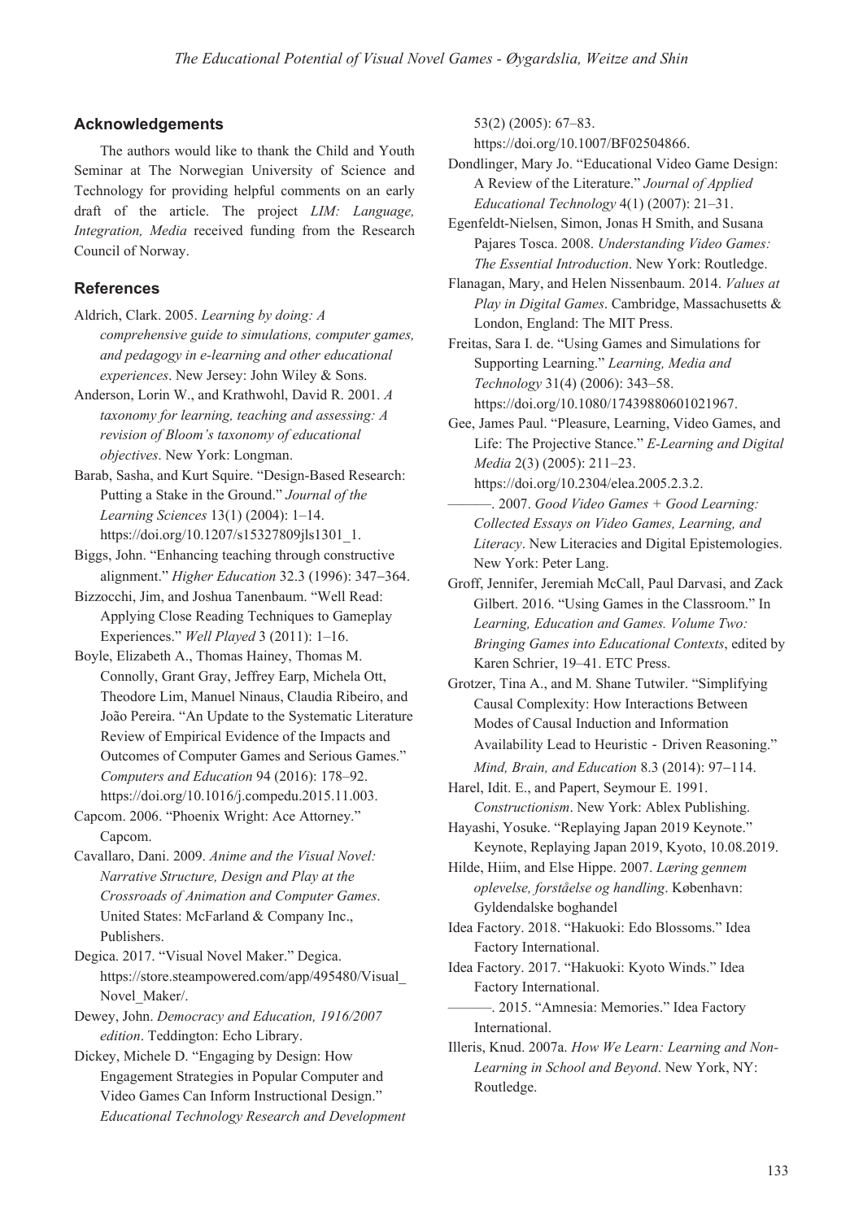## Acknowledgements

The authors would like to thank the Child and Youth Seminar at The Norwegian University of Science and Technology for providing helpful comments on an early draft of the article. The project *LIM: Language, Integration, Media* received funding from the Research Council of Norway.

## References

Aldrich, Clark. 2005. *Learning by doing: A comprehensive guide to simulations, computer games, and pedagogy in e-learning and other educational experiences*. New Jersey: John Wiley & Sons.

Anderson, Lorin W., and Krathwohl, David R. 2001. *A taxonomy for learning, teaching and assessing: A revision of Bloom's taxonomy of educational objectives*. New York: Longman.

Barab, Sasha, and Kurt Squire. "Design-Based Research: Putting a Stake in the Ground." *Journal of the Learning Sciences* 13(1) (2004): 1–14. https://doi.org/10.1207/s15327809jls1301_1.

Biggs, John. "Enhancing teaching through constructive alignment." *Higher Education* 32.3 (1996): 347–364.

Bizzocchi, Jim, and Joshua Tanenbaum. "Well Read: Applying Close Reading Techniques to Gameplay Experiences." *Well Played* 3 (2011): 1–16.

Boyle, Elizabeth A., Thomas Hainey, Thomas M. Connolly, Grant Gray, Jeffrey Earp, Michela Ott, Theodore Lim, Manuel Ninaus, Claudia Ribeiro, and João Pereira. "An Update to the Systematic Literature Review of Empirical Evidence of the Impacts and Outcomes of Computer Games and Serious Games." *Computers and Education* 94 (2016): 178–92. https://doi.org/10.1016/j.compedu.2015.11.003.

Capcom. 2006. "Phoenix Wright: Ace Attorney." Capcom.

Cavallaro, Dani. 2009. *Anime and the Visual Novel: Narrative Structure, Design and Play at the Crossroads of Animation and Computer Games*. United States: McFarland & Company Inc., Publishers.

Degica. 2017. "Visual Novel Maker." Degica. https://store.steampowered.com/app/495480/Visual_Novel_Maker/.

Dewey, John. *Democracy and Education, 1916/2007 edition*. Teddington: Echo Library.

Dickey, Michele D. "Engaging by Design: How Engagement Strategies in Popular Computer and Video Games Can Inform Instructional Design." *Educational Technology Research and Development* 53(2) (2005): 67–83. https://doi.org/10.1007/BF02504866.

Dondlinger, Mary Jo. "Educational Video Game Design: A Review of the Literature." *Journal of Applied Educational Technology* 4(1) (2007): 21–31.

Egenfeldt-Nielsen, Simon, Jonas H Smith, and Susana Pajares Tosca. 2008. *Understanding Video Games: The Essential Introduction*. New York: Routledge.

Flanagan, Mary, and Helen Nissenbaum. 2014. *Values at Play in Digital Games*. Cambridge, Massachusetts & London, England: The MIT Press.

Freitas, Sara I. de. "Using Games and Simulations for Supporting Learning." *Learning, Media and Technology* 31(4) (2006): 343–58. https://doi.org/10.1080/17439880601021967.

Gee, James Paul. "Pleasure, Learning, Video Games, and Life: The Projective Stance." *E-Learning and Digital Media* 2(3) (2005): 211–23. https://doi.org/10.2304/elea.2005.2.3.2.

———. 2007. *Good Video Games + Good Learning: Collected Essays on Video Games, Learning, and Literacy*. New Literacies and Digital Epistemologies. New York: Peter Lang.

Groff, Jennifer, Jeremiah McCall, Paul Darvasi, and Zack Gilbert. 2016. "Using Games in the Classroom." In *Learning, Education and Games. Volume Two: Bringing Games into Educational Contexts*, edited by Karen Schrier, 19–41. ETC Press.

Grotzer, Tina A., and M. Shane Tutwiler. "Simplifying Causal Complexity: How Interactions Between Modes of Causal Induction and Information Availability Lead to Heuristic - Driven Reasoning." *Mind, Brain, and Education* 8.3 (2014): 97–114.

Harel, Idit. E., and Papert, Seymour E. 1991. *Constructionism*. New York: Ablex Publishing.

Hayashi, Yosuke. "Replaying Japan 2019 Keynote." Keynote, Replaying Japan 2019, Kyoto, 10.08.2019.

Hilde, Hiim, and Else Hippe. 2007. *Læring gennem oplevelse, forståelse og handling*. København: Gyldendalske boghandel

Idea Factory. 2018. "Hakuoki: Edo Blossoms." Idea Factory International.

Idea Factory. 2017. "Hakuoki: Kyoto Winds." Idea Factory International.

———. 2015. "Amnesia: Memories." Idea Factory International.

Illeris, Knud. 2007a. *How We Learn: Learning and Non-Learning in School and Beyond*. New York, NY: Routledge.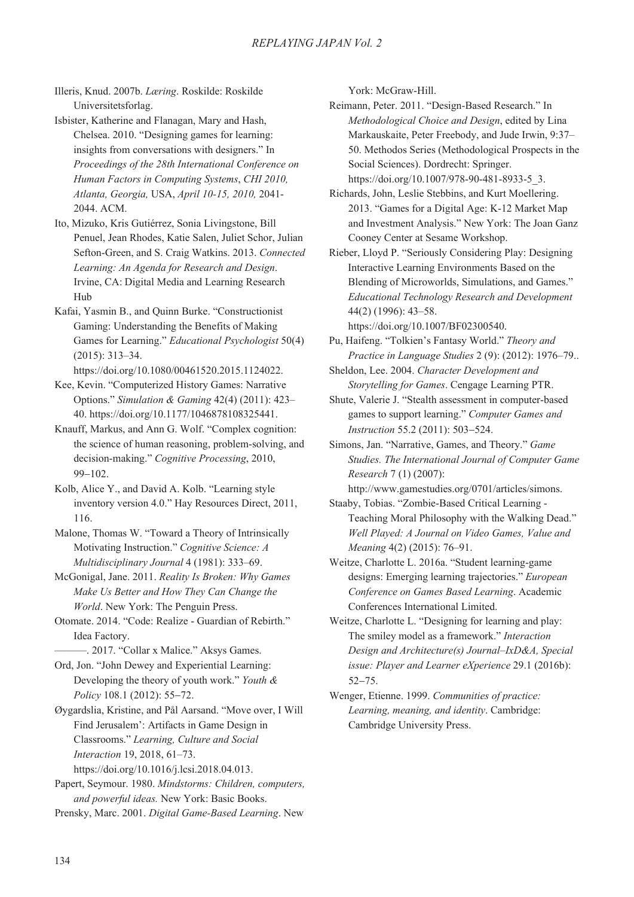Illeris, Knud. 2007b. *Læring*. Roskilde: Roskilde Universitetsforlag.

Isbister, Katherine and Flanagan, Mary and Hash, Chelsea. 2010. "Designing games for learning: insights from conversations with designers." In *Proceedings of the 28th International Conference on Human Factors in Computing Systems*, *CHI 2010, Atlanta, Georgia,* USA, *April 10-15, 2010,* 2041-2044. ACM.

Ito, Mizuko, Kris Gutiérrez, Sonia Livingstone, Bill Penuel, Jean Rhodes, Katie Salen, Juliet Schor, Julian Sefton-Green, and S. Craig Watkins. 2013. *Connected Learning: An Agenda for Research and Design*. Irvine, CA: Digital Media and Learning Research Hub

Kafai, Yasmin B., and Quinn Burke. "Constructionist Gaming: Understanding the Benefits of Making Games for Learning." *Educational Psychologist* 50(4) (2015): 313–34. https://doi.org/10.1080/00461520.2015.1124022.

Kee, Kevin. "Computerized History Games: Narrative Options." *Simulation & Gaming* 42(4) (2011): 423–40. https://doi.org/10.1177/1046878108325441.

Knauff, Markus, and Ann G. Wolf. "Complex cognition: the science of human reasoning, problem-solving, and decision-making." *Cognitive Processing*, 2010, 99–102.

Kolb, Alice Y., and David A. Kolb. "Learning style inventory version 4.0." Hay Resources Direct, 2011, 116.

Malone, Thomas W. "Toward a Theory of Intrinsically Motivating Instruction." *Cognitive Science: A Multidisciplinary Journal* 4 (1981): 333–69.

McGonigal, Jane. 2011. *Reality Is Broken: Why Games Make Us Better and How They Can Change the World*. New York: The Penguin Press.

Otomate. 2014. "Code: Realize - Guardian of Rebirth." Idea Factory.

———. 2017. "Collar x Malice." Aksys Games.

Ord, Jon. "John Dewey and Experiential Learning: Developing the theory of youth work." *Youth & Policy* 108.1 (2012): 55–72.

Øygardslia, Kristine, and Pål Aarsand. "Move over, I Will Find Jerusalem': Artifacts in Game Design in Classrooms." *Learning, Culture and Social Interaction* 19, 2018, 61–73. https://doi.org/10.1016/j.lcsi.2018.04.013.

Papert, Seymour. 1980. *Mindstorms: Children, computers, and powerful ideas.* New York: Basic Books.

Prensky, Marc. 2001. *Digital Game-Based Learning*. New York: McGraw-Hill.

Reimann, Peter. 2011. "Design-Based Research." In *Methodological Choice and Design*, edited by Lina Markauskaite, Peter Freebody, and Jude Irwin, 9:37–50. Methodos Series (Methodological Prospects in the Social Sciences). Dordrecht: Springer. https://doi.org/10.1007/978-90-481-8933-5_3.

Richards, John, Leslie Stebbins, and Kurt Moellering. 2013. "Games for a Digital Age: K-12 Market Map and Investment Analysis." New York: The Joan Ganz Cooney Center at Sesame Workshop.

Rieber, Lloyd P. "Seriously Considering Play: Designing Interactive Learning Environments Based on the Blending of Microworlds, Simulations, and Games." *Educational Technology Research and Development* 44(2) (1996): 43–58. https://doi.org/10.1007/BF02300540.

Pu, Haifeng. "Tolkien's Fantasy World." *Theory and Practice in Language Studies* 2 (9): (2012): 1976–79..

Sheldon, Lee. 2004. *Character Development and Storytelling for Games*. Cengage Learning PTR.

Shute, Valerie J. "Stealth assessment in computer-based games to support learning." *Computer Games and Instruction* 55.2 (2011): 503–524.

Simons, Jan. "Narrative, Games, and Theory." *Game Studies. The International Journal of Computer Game Research* 7 (1) (2007): http://www.gamestudies.org/0701/articles/simons.

Staaby, Tobias. "Zombie-Based Critical Learning - Teaching Moral Philosophy with the Walking Dead." *Well Played: A Journal on Video Games, Value and Meaning* 4(2) (2015): 76–91.

Weitze, Charlotte L. 2016a. "Student learning-game designs: Emerging learning trajectories." *European Conference on Games Based Learning*. Academic Conferences International Limited.

Weitze, Charlotte L. "Designing for learning and play: The smiley model as a framework." *Interaction Design and Architecture(s) Journal–IxD&A, Special issue: Player and Learner eXperience* 29.1 (2016b): 52–75.

Wenger, Etienne. 1999. *Communities of practice: Learning, meaning, and identity*. Cambridge: Cambridge University Press.